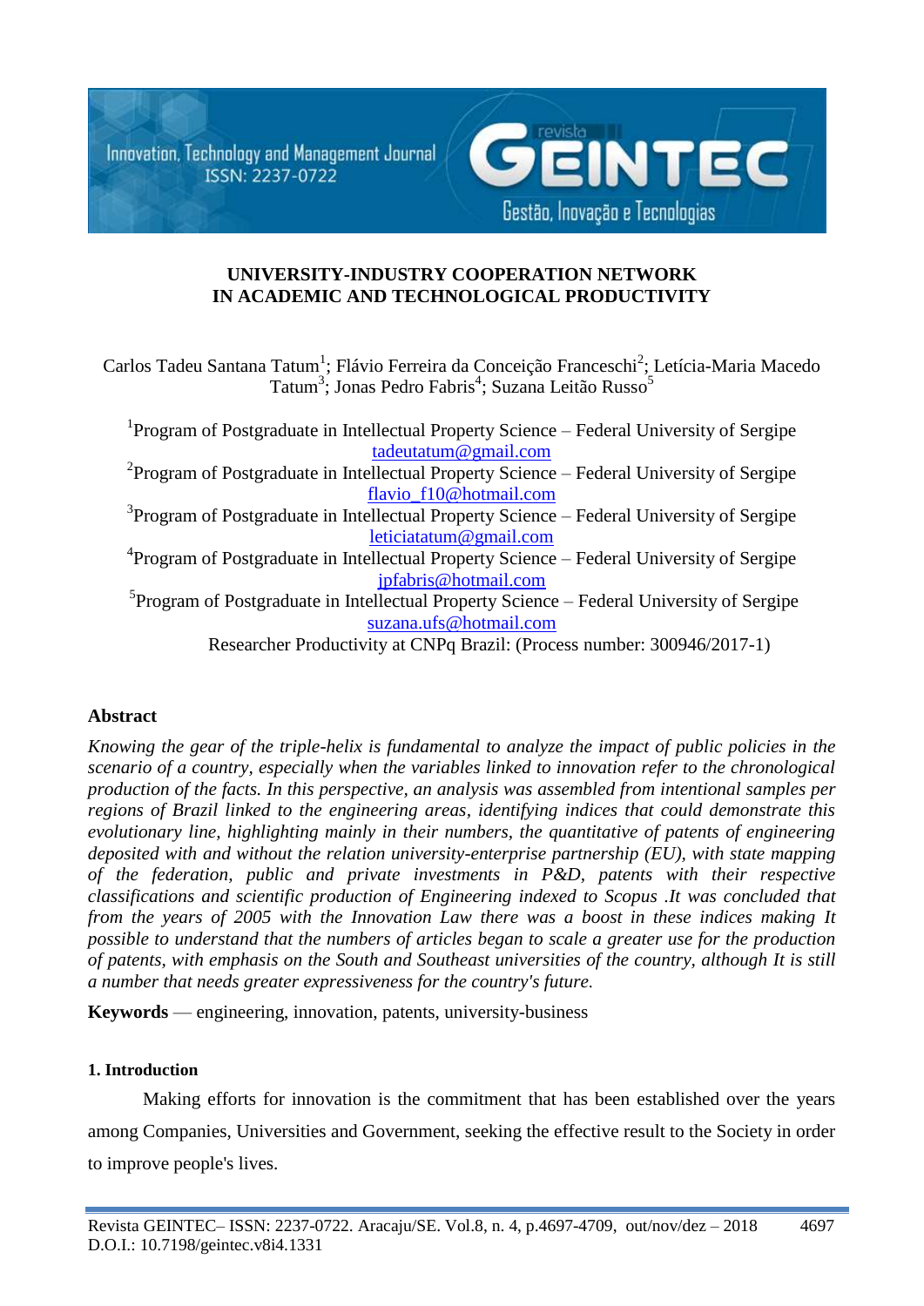# UNIVERSITY-INDUSTRY COOPERATION NETWORK IN ACADEMIC AND TECHNOLOGICAL PRODUCTIVITY

Carlos Tadeu Santana Tatum[1]; Flávio Ferreira da Conceição Franceschi[2]; Letícia-Maria Macedo Tatum[3]; Jonas Pedro Fabris[4]; Suzana Leitão Russo[5]

[1]Program of Postgraduate in Intellectual Property Science – Federal University of Sergipe
tadeutatum@gmail.com

[2]Program of Postgraduate in Intellectual Property Science – Federal University of Sergipe
flavio_f10@hotmail.com

[3]Program of Postgraduate in Intellectual Property Science – Federal University of Sergipe
leticiatatum@gmail.com

[4]Program of Postgraduate in Intellectual Property Science – Federal University of Sergipe
jpfabris@hotmail.com

[5]Program of Postgraduate in Intellectual Property Science – Federal University of Sergipe
suzana.ufs@hotmail.com

Researcher Productivity at CNPq Brazil: (Process number: 300946/2017-1)

## Abstract

*Knowing the gear of the triple-helix is fundamental to analyze the impact of public policies in the scenario of a country, especially when the variables linked to innovation refer to the chronological production of the facts. In this perspective, an analysis was assembled from intentional samples per regions of Brazil linked to the engineering areas, identifying indices that could demonstrate this evolutionary line, highlighting mainly in their numbers, the quantitative of patents of engineering deposited with and without the relation university-enterprise partnership (EU), with state mapping of the federation, public and private investments in P&D, patents with their respective classifications and scientific production of Engineering indexed to Scopus .It was concluded that from the years of 2005 with the Innovation Law there was a boost in these indices making It possible to understand that the numbers of articles began to scale a greater use for the production of patents, with emphasis on the South and Southeast universities of the country, although It is still a number that needs greater expressiveness for the country's future.*

**Keywords** — engineering, innovation, patents, university-business

### 1. Introduction

Making efforts for innovation is the commitment that has been established over the years among Companies, Universities and Government, seeking the effective result to the Society in order to improve people's lives.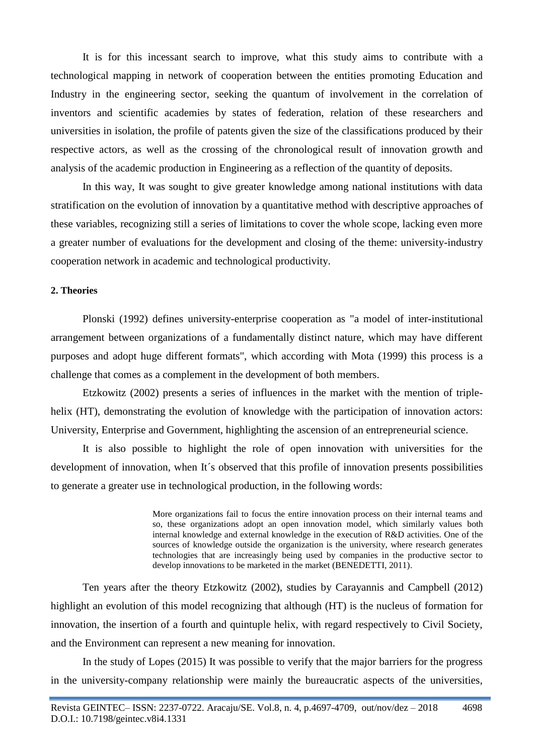It is for this incessant search to improve, what this study aims to contribute with a technological mapping in network of cooperation between the entities promoting Education and Industry in the engineering sector, seeking the quantum of involvement in the correlation of inventors and scientific academies by states of federation, relation of these researchers and universities in isolation, the profile of patents given the size of the classifications produced by their respective actors, as well as the crossing of the chronological result of innovation growth and analysis of the academic production in Engineering as a reflection of the quantity of deposits.

In this way, It was sought to give greater knowledge among national institutions with data stratification on the evolution of innovation by a quantitative method with descriptive approaches of these variables, recognizing still a series of limitations to cover the whole scope, lacking even more a greater number of evaluations for the development and closing of the theme: university-industry cooperation network in academic and technological productivity.

## 2. Theories

Plonski (1992) defines university-enterprise cooperation as "a model of inter-institutional arrangement between organizations of a fundamentally distinct nature, which may have different purposes and adopt huge different formats", which according with Mota (1999) this process is a challenge that comes as a complement in the development of both members.

Etzkowitz (2002) presents a series of influences in the market with the mention of triple-helix (HT), demonstrating the evolution of knowledge with the participation of innovation actors: University, Enterprise and Government, highlighting the ascension of an entrepreneurial science.

It is also possible to highlight the role of open innovation with universities for the development of innovation, when It´s observed that this profile of innovation presents possibilities to generate a greater use in technological production, in the following words:

> More organizations fail to focus the entire innovation process on their internal teams and so, these organizations adopt an open innovation model, which similarly values both internal knowledge and external knowledge in the execution of R&D activities. One of the sources of knowledge outside the organization is the university, where research generates technologies that are increasingly being used by companies in the productive sector to develop innovations to be marketed in the market (BENEDETTI, 2011).

Ten years after the theory Etzkowitz (2002), studies by Carayannis and Campbell (2012) highlight an evolution of this model recognizing that although (HT) is the nucleus of formation for innovation, the insertion of a fourth and quintuple helix, with regard respectively to Civil Society, and the Environment can represent a new meaning for innovation.

In the study of Lopes (2015) It was possible to verify that the major barriers for the progress in the university-company relationship were mainly the bureaucratic aspects of the universities,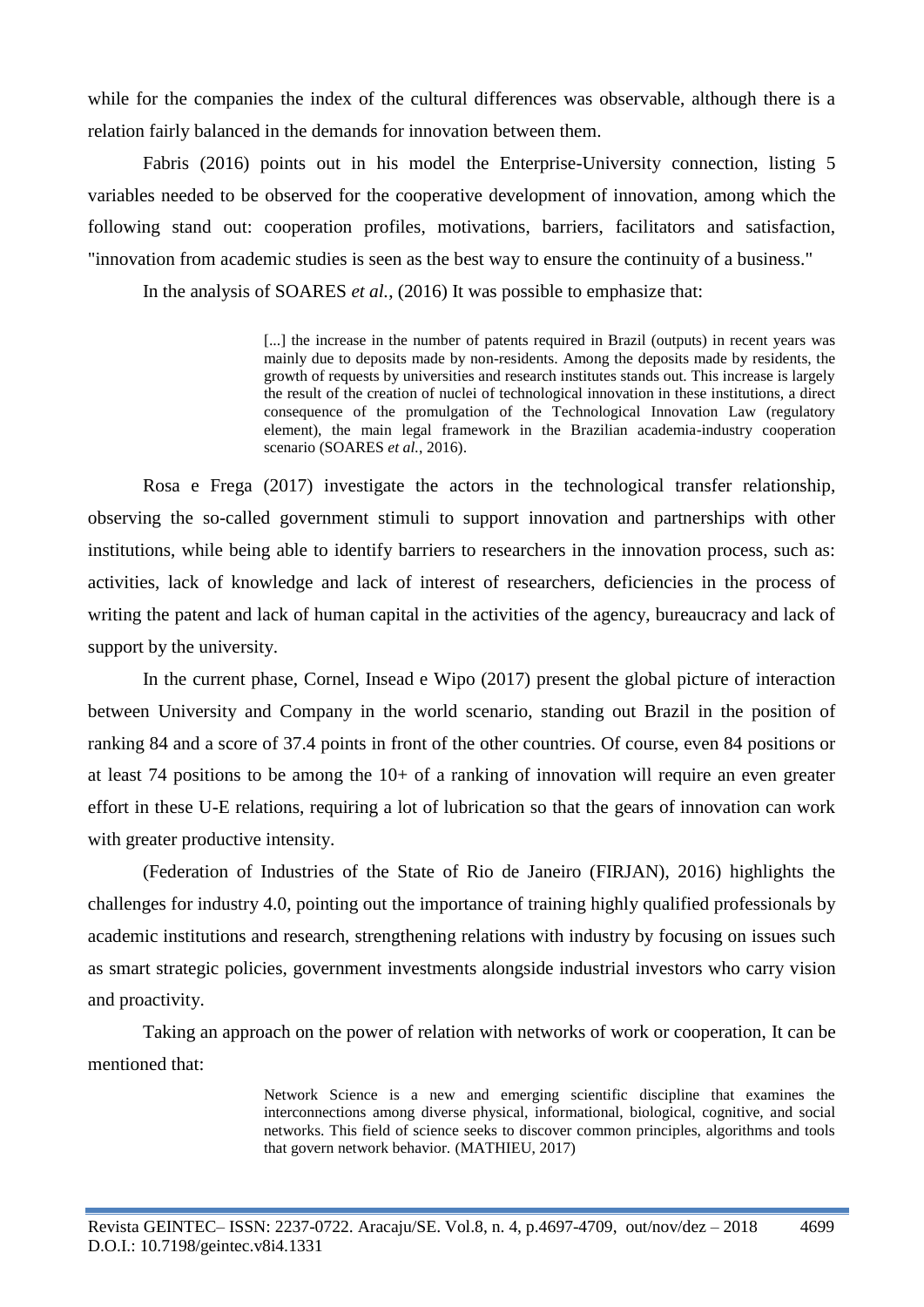while for the companies the index of the cultural differences was observable, although there is a relation fairly balanced in the demands for innovation between them.

Fabris (2016) points out in his model the Enterprise-University connection, listing 5 variables needed to be observed for the cooperative development of innovation, among which the following stand out: cooperation profiles, motivations, barriers, facilitators and satisfaction, "innovation from academic studies is seen as the best way to ensure the continuity of a business."

In the analysis of SOARES *et al.*, (2016) It was possible to emphasize that:

> [...] the increase in the number of patents required in Brazil (outputs) in recent years was mainly due to deposits made by non-residents. Among the deposits made by residents, the growth of requests by universities and research institutes stands out. This increase is largely the result of the creation of nuclei of technological innovation in these institutions, a direct consequence of the promulgation of the Technological Innovation Law (regulatory element), the main legal framework in the Brazilian academia-industry cooperation scenario (SOARES *et al.*, 2016).

Rosa e Frega (2017) investigate the actors in the technological transfer relationship, observing the so-called government stimuli to support innovation and partnerships with other institutions, while being able to identify barriers to researchers in the innovation process, such as: activities, lack of knowledge and lack of interest of researchers, deficiencies in the process of writing the patent and lack of human capital in the activities of the agency, bureaucracy and lack of support by the university.

In the current phase, Cornel, Insead e Wipo (2017) present the global picture of interaction between University and Company in the world scenario, standing out Brazil in the position of ranking 84 and a score of 37.4 points in front of the other countries. Of course, even 84 positions or at least 74 positions to be among the 10+ of a ranking of innovation will require an even greater effort in these U-E relations, requiring a lot of lubrication so that the gears of innovation can work with greater productive intensity.

(Federation of Industries of the State of Rio de Janeiro (FIRJAN), 2016) highlights the challenges for industry 4.0, pointing out the importance of training highly qualified professionals by academic institutions and research, strengthening relations with industry by focusing on issues such as smart strategic policies, government investments alongside industrial investors who carry vision and proactivity.

Taking an approach on the power of relation with networks of work or cooperation, It can be mentioned that:

> Network Science is a new and emerging scientific discipline that examines the interconnections among diverse physical, informational, biological, cognitive, and social networks. This field of science seeks to discover common principles, algorithms and tools that govern network behavior. (MATHIEU, 2017)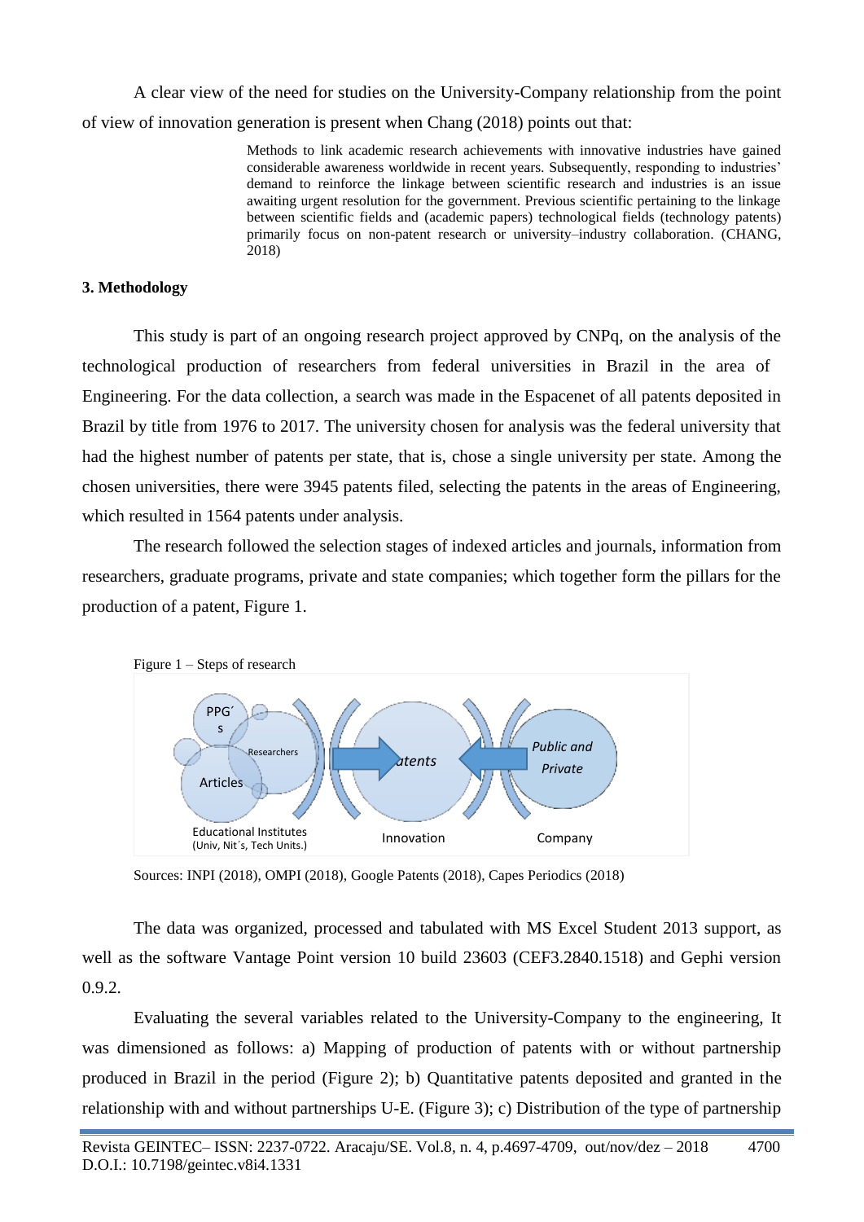A clear view of the need for studies on the University-Company relationship from the point of view of innovation generation is present when Chang (2018) points out that:

> Methods to link academic research achievements with innovative industries have gained considerable awareness worldwide in recent years. Subsequently, responding to industries' demand to reinforce the linkage between scientific research and industries is an issue awaiting urgent resolution for the government. Previous scientific pertaining to the linkage between scientific fields and (academic papers) technological fields (technology patents) primarily focus on non-patent research or university–industry collaboration. (CHANG, 2018)

### 3. Methodology

This study is part of an ongoing research project approved by CNPq, on the analysis of the technological production of researchers from federal universities in Brazil in the area of Engineering. For the data collection, a search was made in the Espacenet of all patents deposited in Brazil by title from 1976 to 2017. The university chosen for analysis was the federal university that had the highest number of patents per state, that is, chose a single university per state. Among the chosen universities, there were 3945 patents filed, selecting the patents in the areas of Engineering, which resulted in 1564 patents under analysis.

The research followed the selection stages of indexed articles and journals, information from researchers, graduate programs, private and state companies; which together form the pillars for the production of a patent, Figure 1.

Figure 1 – Steps of research

Sources: INPI (2018), OMPI (2018), Google Patents (2018), Capes Periodics (2018)

The data was organized, processed and tabulated with MS Excel Student 2013 support, as well as the software Vantage Point version 10 build 23603 (CEF3.2840.1518) and Gephi version 0.9.2.

Evaluating the several variables related to the University-Company to the engineering, It was dimensioned as follows: a) Mapping of production of patents with or without partnership produced in Brazil in the period (Figure 2); b) Quantitative patents deposited and granted in the relationship with and without partnerships U-E. (Figure 3); c) Distribution of the type of partnership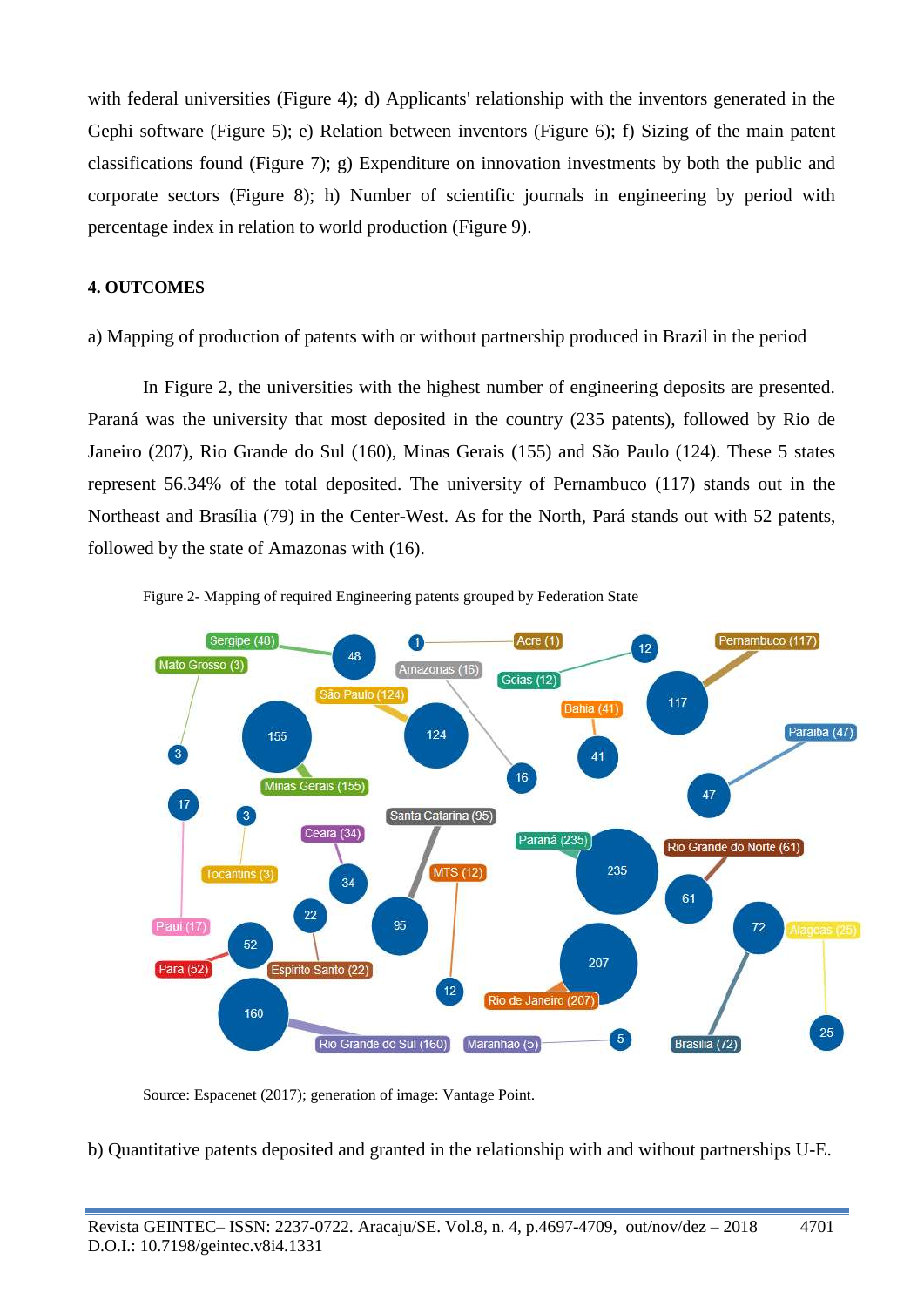with federal universities (Figure 4); d) Applicants' relationship with the inventors generated in the Gephi software (Figure 5); e) Relation between inventors (Figure 6); f) Sizing of the main patent classifications found (Figure 7); g) Expenditure on innovation investments by both the public and corporate sectors (Figure 8); h) Number of scientific journals in engineering by period with percentage index in relation to world production (Figure 9).

## 4. OUTCOMES

a) Mapping of production of patents with or without partnership produced in Brazil in the period

In Figure 2, the universities with the highest number of engineering deposits are presented. Paraná was the university that most deposited in the country (235 patents), followed by Rio de Janeiro (207), Rio Grande do Sul (160), Minas Gerais (155) and São Paulo (124). These 5 states represent 56.34% of the total deposited. The university of Pernambuco (117) stands out in the Northeast and Brasília (79) in the Center-West. As for the North, Pará stands out with 52 patents, followed by the state of Amazonas with (16).

Figure 2- Mapping of required Engineering patents grouped by Federation State

Source: Espacenet (2017); generation of image: Vantage Point.

b) Quantitative patents deposited and granted in the relationship with and without partnerships U-E.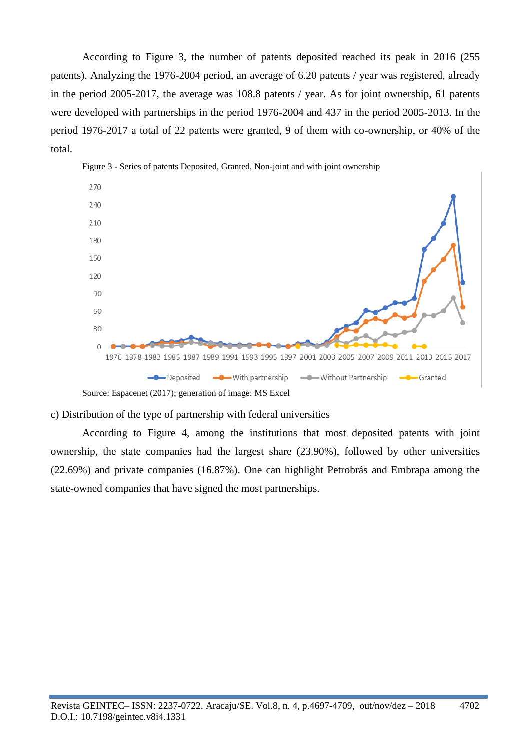According to Figure 3, the number of patents deposited reached its peak in 2016 (255 patents). Analyzing the 1976-2004 period, an average of 6.20 patents / year was registered, already in the period 2005-2017, the average was 108.8 patents / year. As for joint ownership, 61 patents were developed with partnerships in the period 1976-2004 and 437 in the period 2005-2013. In the period 1976-2017 a total of 22 patents were granted, 9 of them with co-ownership, or 40% of the total.

Figure 3 - Series of patents Deposited, Granted, Non-joint and with joint ownership

Source: Espacenet (2017); generation of image: MS Excel

c) Distribution of the type of partnership with federal universities

According to Figure 4, among the institutions that most deposited patents with joint ownership, the state companies had the largest share (23.90%), followed by other universities (22.69%) and private companies (16.87%). One can highlight Petrobrás and Embrapa among the state-owned companies that have signed the most partnerships.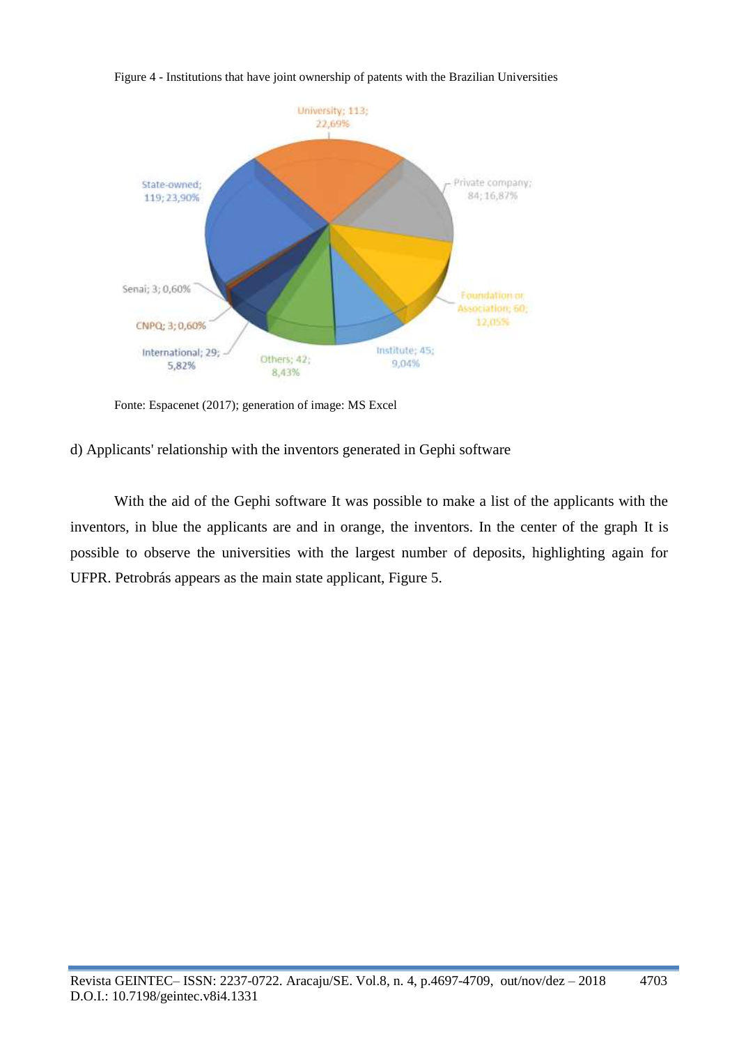Figure 4 - Institutions that have joint ownership of patents with the Brazilian Universities

Fonte: Espacenet (2017); generation of image: MS Excel

d) Applicants' relationship with the inventors generated in Gephi software

With the aid of the Gephi software It was possible to make a list of the applicants with the inventors, in blue the applicants are and in orange, the inventors. In the center of the graph It is possible to observe the universities with the largest number of deposits, highlighting again for UFPR. Petrobrás appears as the main state applicant, Figure 5.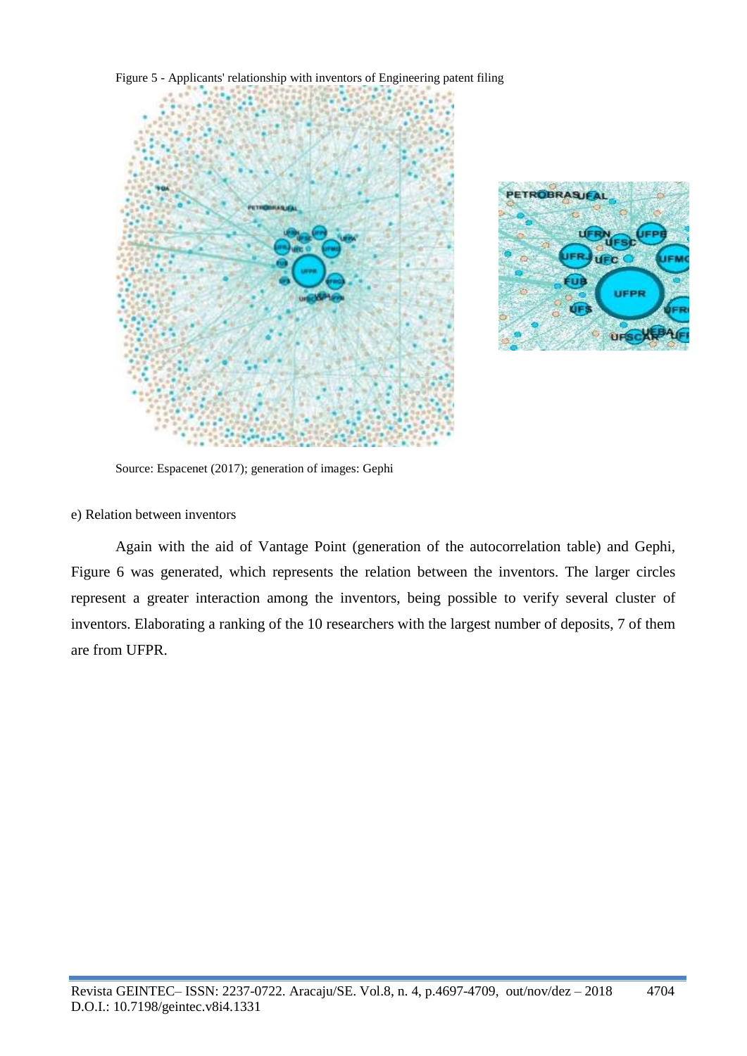Figure 5 - Applicants' relationship with inventors of Engineering patent filing

Source: Espacenet (2017); generation of images: Gephi

e) Relation between inventors

Again with the aid of Vantage Point (generation of the autocorrelation table) and Gephi, Figure 6 was generated, which represents the relation between the inventors. The larger circles represent a greater interaction among the inventors, being possible to verify several cluster of inventors. Elaborating a ranking of the 10 researchers with the largest number of deposits, 7 of them are from UFPR.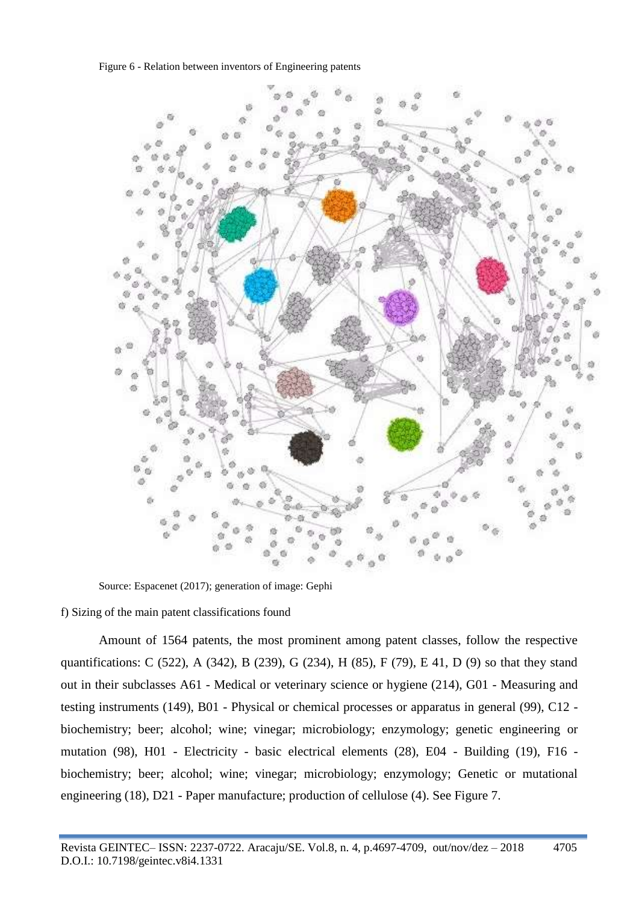Figure 6 - Relation between inventors of Engineering patents

Source: Espacenet (2017); generation of image: Gephi

f) Sizing of the main patent classifications found

Amount of 1564 patents, the most prominent among patent classes, follow the respective quantifications: C (522), A (342), B (239), G (234), H (85), F (79), E 41, D (9) so that they stand out in their subclasses A61 - Medical or veterinary science or hygiene (214), G01 - Measuring and testing instruments (149), B01 - Physical or chemical processes or apparatus in general (99), C12 - biochemistry; beer; alcohol; wine; vinegar; microbiology; enzymology; genetic engineering or mutation (98), H01 - Electricity - basic electrical elements (28), E04 - Building (19), F16 - biochemistry; beer; alcohol; wine; vinegar; microbiology; enzymology; Genetic or mutational engineering (18), D21 - Paper manufacture; production of cellulose (4). See Figure 7.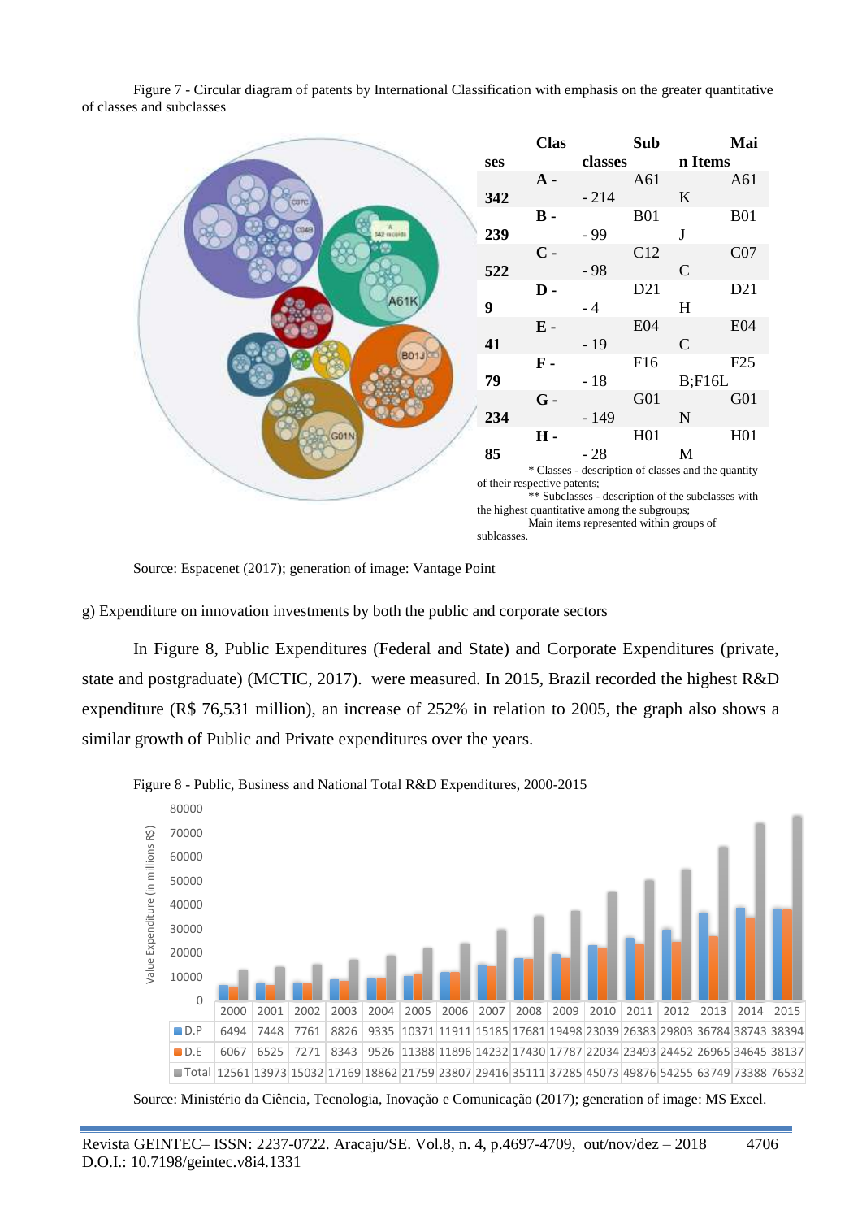Figure 7 - Circular diagram of patents by International Classification with emphasis on the greater quantitative of classes and subclasses

| Classes | Subclasses | Main Items |
|---|---|---|
| A - 342 | A61 - 214 | A61K |
| B - 239 | B01 - 99 | B01J |
| C - 522 | C12 - 98 | C07C |
| D - 9 | D21 - 4 | D21H |
| E - 41 | E04 - 19 | E04C |
| F - 79 | F16 - 18 | F25B;F16L |
| G - 234 | G01 - 149 | G01N |
| H - 85 | H01 - 28 | H01M |

\* Classes - description of classes and the quantity of their respective patents;

\*\* Subclasses - description of the subclasses with the highest quantitative among the subgroups;

Main items represented within groups of sublcasses.

Source: Espacenet (2017); generation of image: Vantage Point

g) Expenditure on innovation investments by both the public and corporate sectors

In Figure 8, Public Expenditures (Federal and State) and Corporate Expenditures (private, state and postgraduate) (MCTIC, 2017). were measured. In 2015, Brazil recorded the highest R&D expenditure (R$ 76,531 million), an increase of 252% in relation to 2005, the graph also shows a similar growth of Public and Private expenditures over the years.

Figure 8 - Public, Business and National Total R&D Expenditures, 2000-2015

Value Expenditure (in millions R$)

| | 2000 | 2001 | 2002 | 2003 | 2004 | 2005 | 2006 | 2007 | 2008 | 2009 | 2010 | 2011 | 2012 | 2013 | 2014 | 2015 |
|---|---|---|---|---|---|---|---|---|---|---|---|---|---|---|---|---|
| D.P | 6494 | 7448 | 7761 | 8826 | 9335 | 10371 | 11911 | 15185 | 17681 | 19498 | 23039 | 26383 | 29803 | 36784 | 38743 | 38394 |
| D.E | 6067 | 6525 | 7271 | 8343 | 9526 | 11388 | 11896 | 14232 | 17430 | 17787 | 22034 | 23493 | 24452 | 26965 | 34645 | 38137 |
| Total | 12561 | 13973 | 15032 | 17169 | 18862 | 21759 | 23807 | 29416 | 35111 | 37285 | 45073 | 49876 | 54255 | 63749 | 73388 | 76532 |

Source: Ministério da Ciência, Tecnologia, Inovação e Comunicação (2017); generation of image: MS Excel.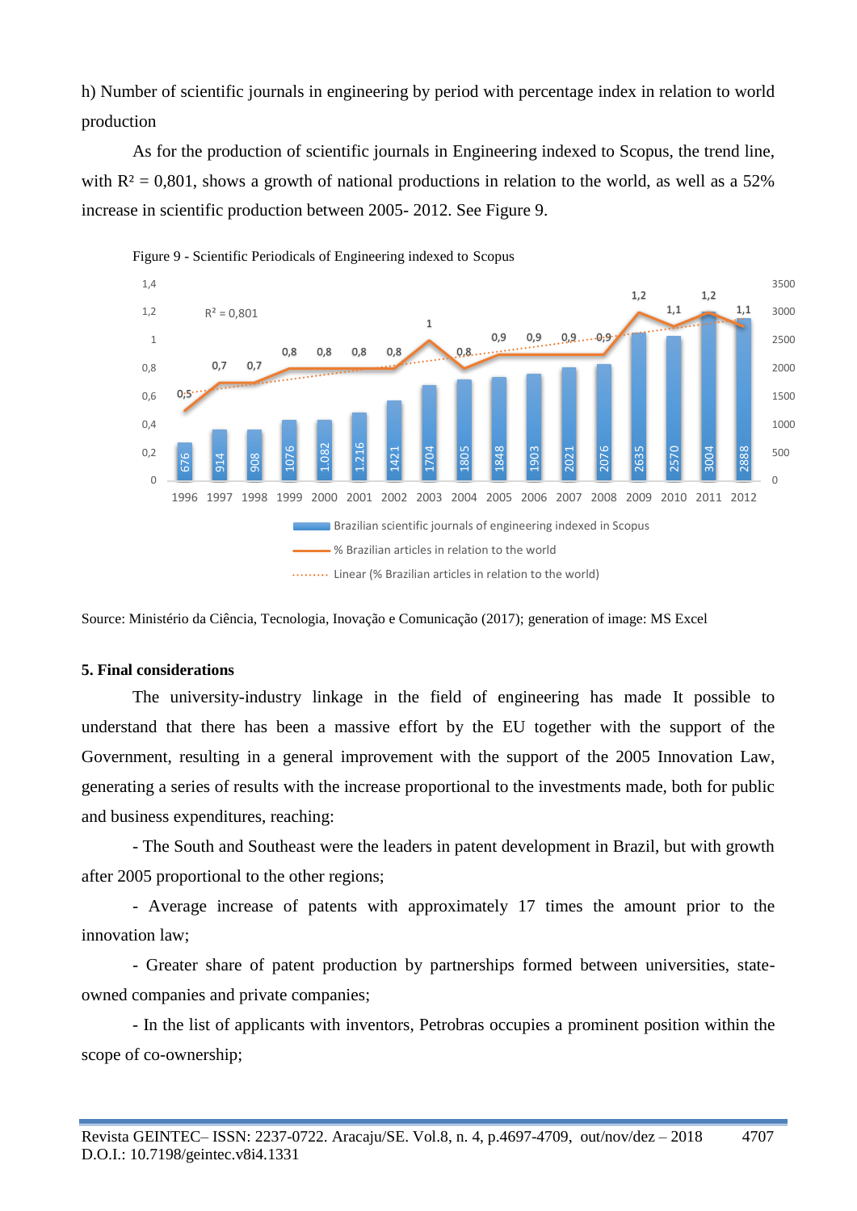h) Number of scientific journals in engineering by period with percentage index in relation to world production

As for the production of scientific journals in Engineering indexed to Scopus, the trend line, with $R^2 = 0{,}801$, shows a growth of national productions in relation to the world, as well as a 52% increase in scientific production between 2005- 2012. See Figure 9.

Figure 9 - Scientific Periodicals of Engineering indexed to Scopus

Source: Ministério da Ciência, Tecnologia, Inovação e Comunicação (2017); generation of image: MS Excel

**5. Final considerations**

The university-industry linkage in the field of engineering has made It possible to understand that there has been a massive effort by the EU together with the support of the Government, resulting in a general improvement with the support of the 2005 Innovation Law, generating a series of results with the increase proportional to the investments made, both for public and business expenditures, reaching:

- The South and Southeast were the leaders in patent development in Brazil, but with growth after 2005 proportional to the other regions;

- Average increase of patents with approximately 17 times the amount prior to the innovation law;

- Greater share of patent production by partnerships formed between universities, state-owned companies and private companies;

- In the list of applicants with inventors, Petrobras occupies a prominent position within the scope of co-ownership;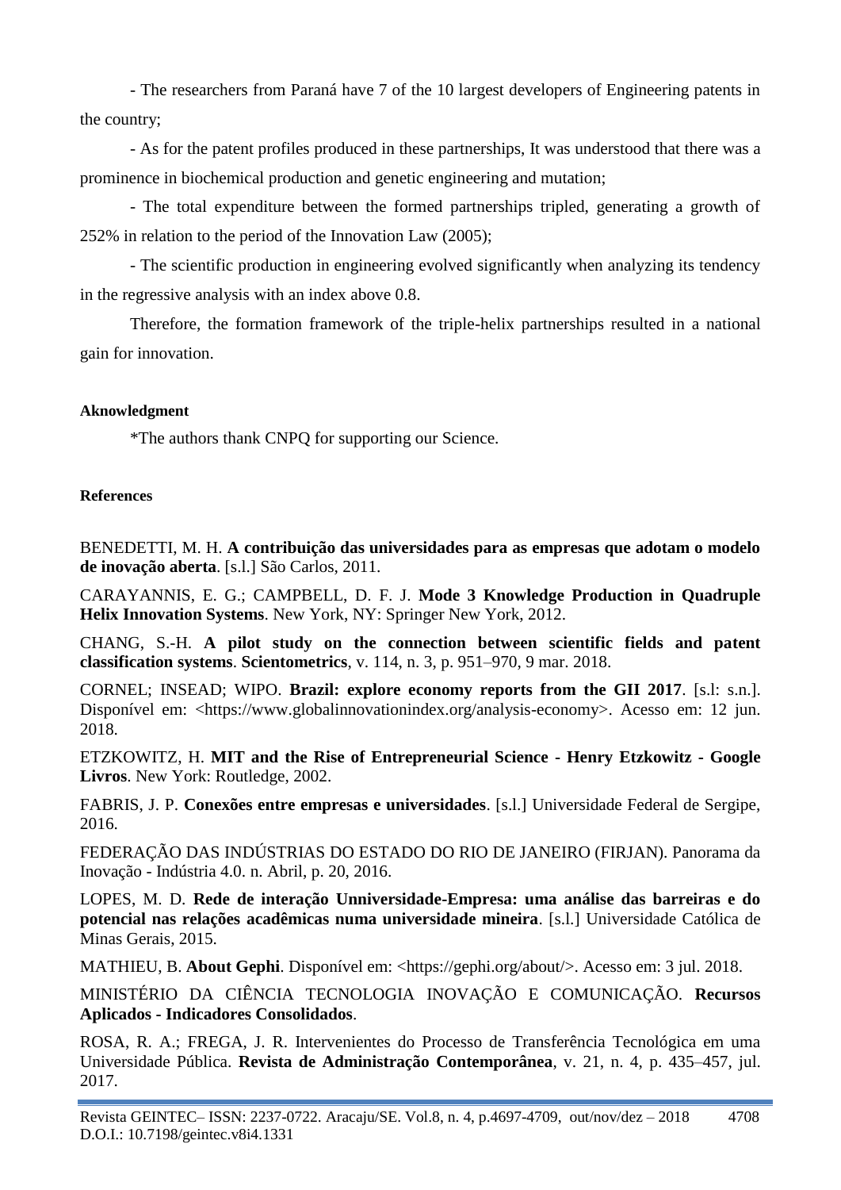- The researchers from Paraná have 7 of the 10 largest developers of Engineering patents in the country;

- As for the patent profiles produced in these partnerships, It was understood that there was a prominence in biochemical production and genetic engineering and mutation;

- The total expenditure between the formed partnerships tripled, generating a growth of 252% in relation to the period of the Innovation Law (2005);

- The scientific production in engineering evolved significantly when analyzing its tendency in the regressive analysis with an index above 0.8.

Therefore, the formation framework of the triple-helix partnerships resulted in a national gain for innovation.

#### Aknowledgment

*The authors thank CNPQ for supporting our Science.

#### References

BENEDETTI, M. H. **A contribuição das universidades para as empresas que adotam o modelo de inovação aberta**. [s.l.] São Carlos, 2011.

CARAYANNIS, E. G.; CAMPBELL, D. F. J. **Mode 3 Knowledge Production in Quadruple Helix Innovation Systems**. New York, NY: Springer New York, 2012.

CHANG, S.-H. **A pilot study on the connection between scientific fields and patent classification systems**. **Scientometrics**, v. 114, n. 3, p. 951–970, 9 mar. 2018.

CORNEL; INSEAD; WIPO. **Brazil: explore economy reports from the GII 2017**. [s.l: s.n.]. Disponível em: <https://www.globalinnovationindex.org/analysis-economy>. Acesso em: 12 jun. 2018.

ETZKOWITZ, H. **MIT and the Rise of Entrepreneurial Science - Henry Etzkowitz - Google Livros**. New York: Routledge, 2002.

FABRIS, J. P. **Conexões entre empresas e universidades**. [s.l.] Universidade Federal de Sergipe, 2016.

FEDERAÇÃO DAS INDÚSTRIAS DO ESTADO DO RIO DE JANEIRO (FIRJAN). Panorama da Inovação - Indústria 4.0. n. Abril, p. 20, 2016.

LOPES, M. D. **Rede de interação Unniversidade-Empresa: uma análise das barreiras e do potencial nas relações acadêmicas numa universidade mineira**. [s.l.] Universidade Católica de Minas Gerais, 2015.

MATHIEU, B. **About Gephi**. Disponível em: <https://gephi.org/about/>. Acesso em: 3 jul. 2018.

MINISTÉRIO DA CIÊNCIA TECNOLOGIA INOVAÇÃO E COMUNICAÇÃO. **Recursos Aplicados - Indicadores Consolidados**.

ROSA, R. A.; FREGA, J. R. Intervenientes do Processo de Transferência Tecnológica em uma Universidade Pública. **Revista de Administração Contemporânea**, v. 21, n. 4, p. 435–457, jul. 2017.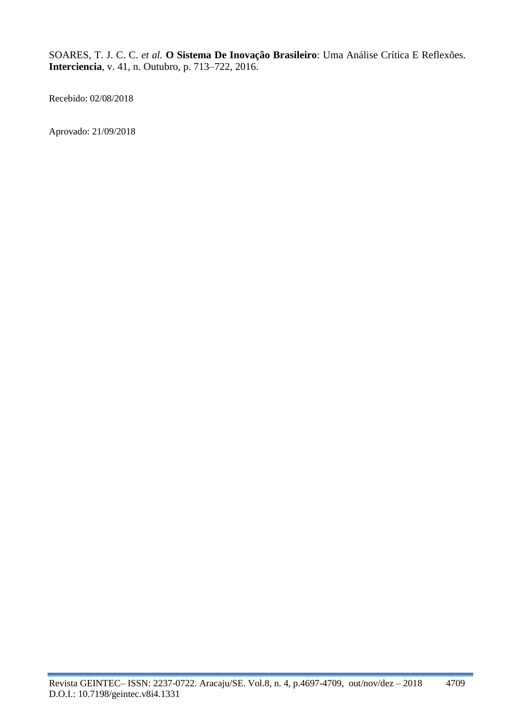SOARES, T. J. C. C. *et al.* **O Sistema De Inovação Brasileiro**: Uma Análise Crítica E Reflexões. **Interciencia**, v. 41, n. Outubro, p. 713–722, 2016.

Recebido: 02/08/2018

Aprovado: 21/09/2018